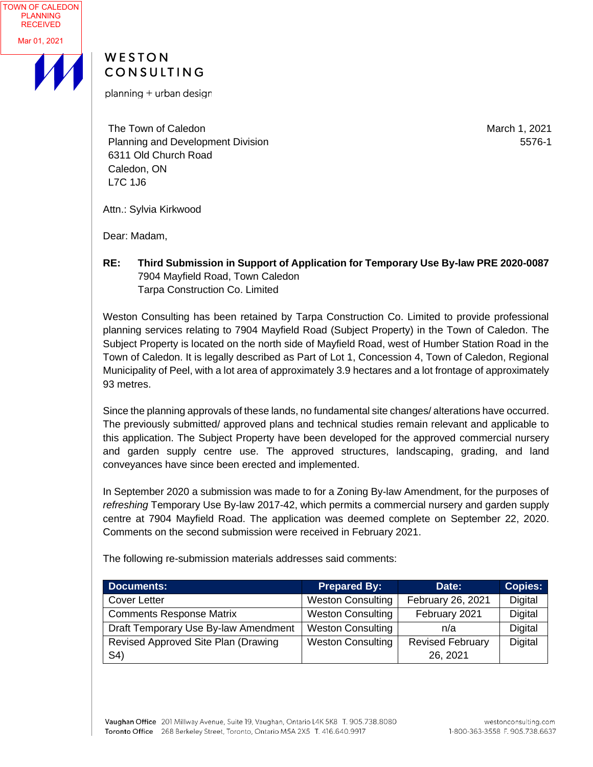TOWN OF CALEDON PLANNING RECEIVED

Mar 01, 2021

WESTON CONSULTING

planning + urban design

The Town of Caledon
Planning and Development Division
6311 Old Church Road
Caledon, ON
L7C 1J6

March 1, 2021
5576-1

Attn.: Sylvia Kirkwood

Dear: Madam,

**RE: Third Submission in Support of Application for Temporary Use By-law PRE 2020-0087**
7904 Mayfield Road, Town Caledon
Tarpa Construction Co. Limited

Weston Consulting has been retained by Tarpa Construction Co. Limited to provide professional planning services relating to 7904 Mayfield Road (Subject Property) in the Town of Caledon. The Subject Property is located on the north side of Mayfield Road, west of Humber Station Road in the Town of Caledon. It is legally described as Part of Lot 1, Concession 4, Town of Caledon, Regional Municipality of Peel, with a lot area of approximately 3.9 hectares and a lot frontage of approximately 93 metres.

Since the planning approvals of these lands, no fundamental site changes/ alterations have occurred. The previously submitted/ approved plans and technical studies remain relevant and applicable to this application. The Subject Property have been developed for the approved commercial nursery and garden supply centre use. The approved structures, landscaping, grading, and land conveyances have since been erected and implemented.

In September 2020 a submission was made to for a Zoning By-law Amendment, for the purposes of *refreshing* Temporary Use By-law 2017-42, which permits a commercial nursery and garden supply centre at 7904 Mayfield Road. The application was deemed complete on September 22, 2020. Comments on the second submission were received in February 2021.

The following re-submission materials addresses said comments:

| Documents: | Prepared By: | Date: | Copies: |
|---|---|---|---|
| Cover Letter | Weston Consulting | February 26, 2021 | Digital |
| Comments Response Matrix | Weston Consulting | February 2021 | Digital |
| Draft Temporary Use By-law Amendment | Weston Consulting | n/a | Digital |
| Revised Approved Site Plan (Drawing S4) | Weston Consulting | Revised February 26, 2021 | Digital |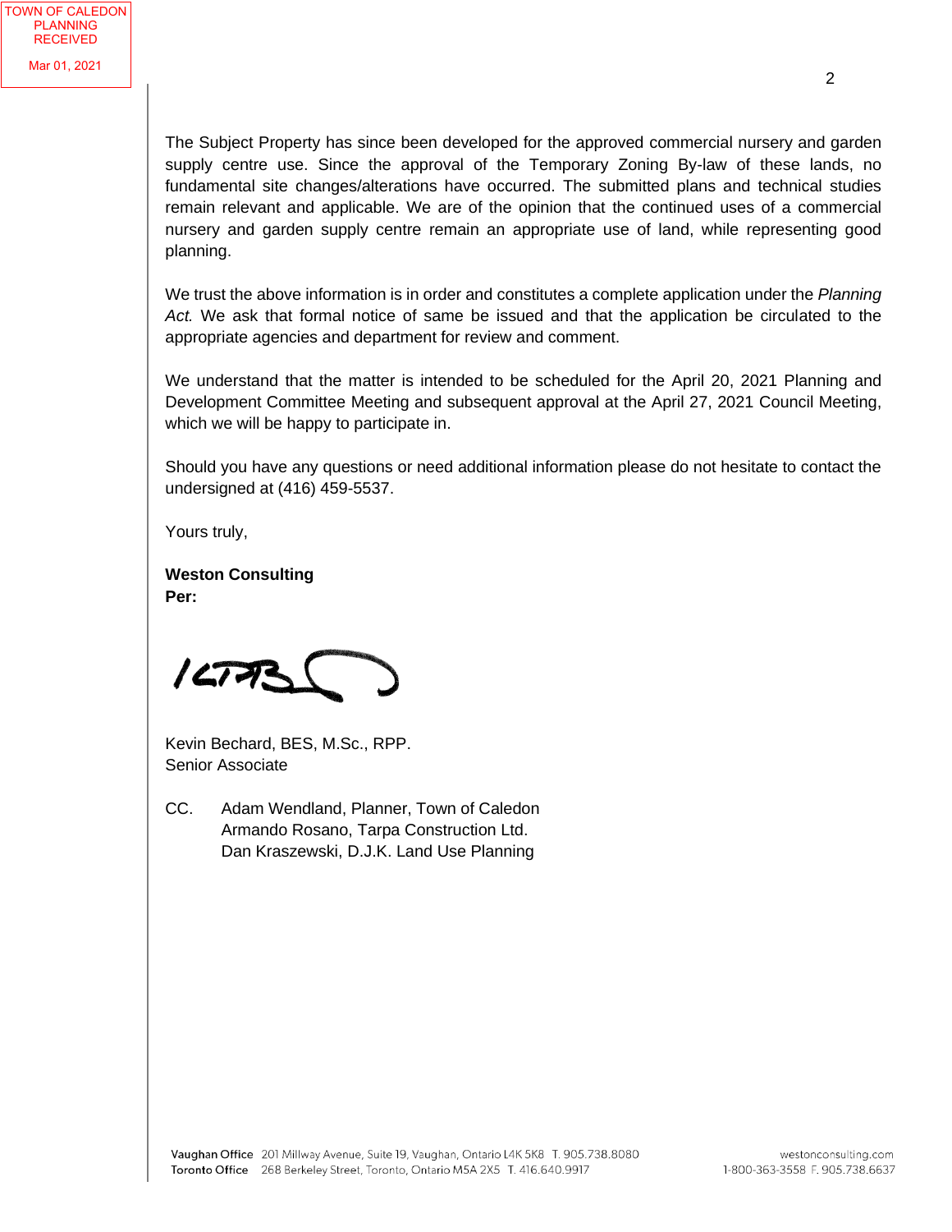TOWN OF CALEDON
PLANNING
RECEIVED

Mar 01, 2021

The Subject Property has since been developed for the approved commercial nursery and garden supply centre use. Since the approval of the Temporary Zoning By-law of these lands, no fundamental site changes/alterations have occurred. The submitted plans and technical studies remain relevant and applicable. We are of the opinion that the continued uses of a commercial nursery and garden supply centre remain an appropriate use of land, while representing good planning.

We trust the above information is in order and constitutes a complete application under the *Planning Act.* We ask that formal notice of same be issued and that the application be circulated to the appropriate agencies and department for review and comment.

We understand that the matter is intended to be scheduled for the April 20, 2021 Planning and Development Committee Meeting and subsequent approval at the April 27, 2021 Council Meeting, which we will be happy to participate in.

Should you have any questions or need additional information please do not hesitate to contact the undersigned at (416) 459-5537.

Yours truly,

**Weston Consulting**
**Per:**

Kevin Bechard, BES, M.Sc., RPP.
Senior Associate

CC. Adam Wendland, Planner, Town of Caledon
Armando Rosano, Tarpa Construction Ltd.
Dan Kraszewski, D.J.K. Land Use Planning

Vaughan Office 201 Millway Avenue, Suite 19, Vaughan, Ontario L4K 5K8 T. 905.738.8080
Toronto Office 268 Berkeley Street, Toronto, Ontario M5A 2X5 T. 416.640.9917
westonconsulting.com
1-800-363-3558 F. 905.738.6637